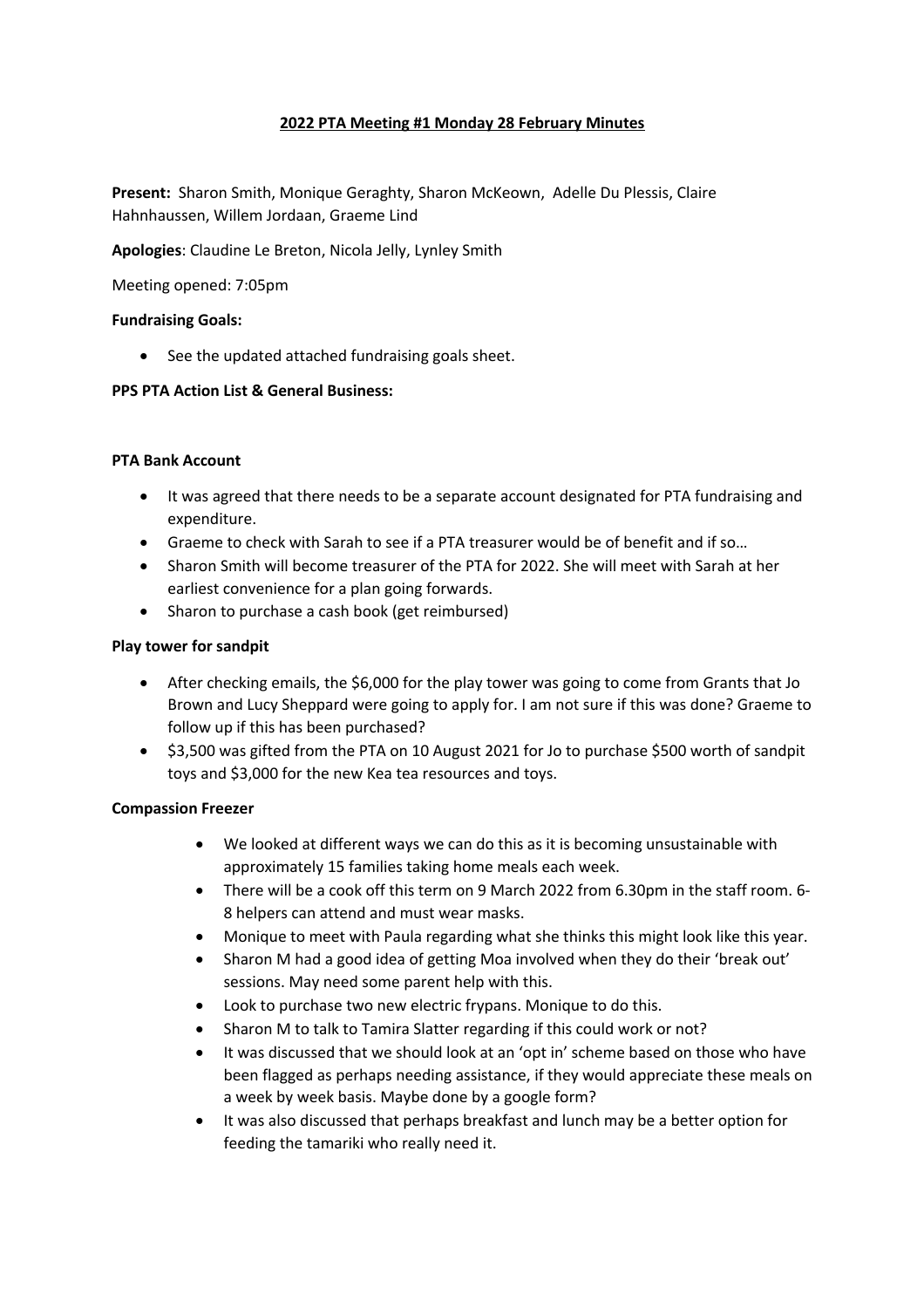**2022 PTA Meeting #1 Monday 28 February Minutes**

**Present:** Sharon Smith, Monique Geraghty, Sharon McKeown, Adelle Du Plessis, Claire Hahnhaussen, Willem Jordaan, Graeme Lind

**Apologies**: Claudine Le Breton, Nicola Jelly, Lynley Smith

Meeting opened: 7:05pm

**Fundraising Goals:**

- See the updated attached fundraising goals sheet.

**PPS PTA Action List & General Business:**

**PTA Bank Account**

- It was agreed that there needs to be a separate account designated for PTA fundraising and expenditure.
- Graeme to check with Sarah to see if a PTA treasurer would be of benefit and if so…
- Sharon Smith will become treasurer of the PTA for 2022. She will meet with Sarah at her earliest convenience for a plan going forwards.
- Sharon to purchase a cash book (get reimbursed)

**Play tower for sandpit**

- After checking emails, the $6,000 for the play tower was going to come from Grants that Jo Brown and Lucy Sheppard were going to apply for. I am not sure if this was done? Graeme to follow up if this has been purchased?
- $3,500 was gifted from the PTA on 10 August 2021 for Jo to purchase $500 worth of sandpit toys and $3,000 for the new Kea tea resources and toys.

**Compassion Freezer**

- We looked at different ways we can do this as it is becoming unsustainable with approximately 15 families taking home meals each week.
- There will be a cook off this term on 9 March 2022 from 6.30pm in the staff room. 6-8 helpers can attend and must wear masks.
- Monique to meet with Paula regarding what she thinks this might look like this year.
- Sharon M had a good idea of getting Moa involved when they do their 'break out' sessions. May need some parent help with this.
- Look to purchase two new electric frypans. Monique to do this.
- Sharon M to talk to Tamira Slatter regarding if this could work or not?
- It was discussed that we should look at an 'opt in' scheme based on those who have been flagged as perhaps needing assistance, if they would appreciate these meals on a week by week basis. Maybe done by a google form?
- It was also discussed that perhaps breakfast and lunch may be a better option for feeding the tamariki who really need it.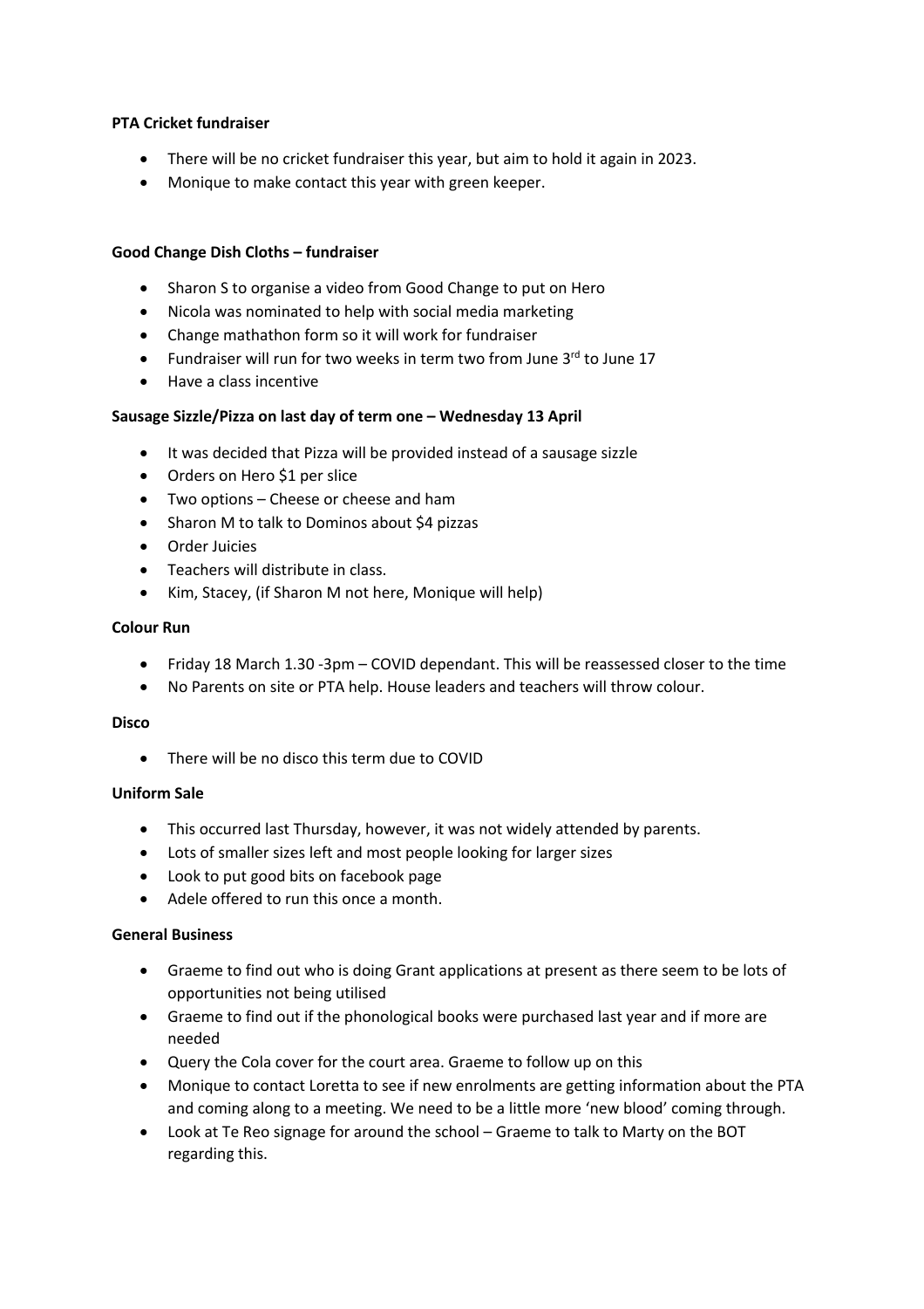**PTA Cricket fundraiser**

- There will be no cricket fundraiser this year, but aim to hold it again in 2023.
- Monique to make contact this year with green keeper.

**Good Change Dish Cloths – fundraiser**

- Sharon S to organise a video from Good Change to put on Hero
- Nicola was nominated to help with social media marketing
- Change mathathon form so it will work for fundraiser
- Fundraiser will run for two weeks in term two from June 3rd to June 17
- Have a class incentive

**Sausage Sizzle/Pizza on last day of term one – Wednesday 13 April**

- It was decided that Pizza will be provided instead of a sausage sizzle
- Orders on Hero $1 per slice
- Two options – Cheese or cheese and ham
- Sharon M to talk to Dominos about $4 pizzas
- Order Juicies
- Teachers will distribute in class.
- Kim, Stacey, (if Sharon M not here, Monique will help)

**Colour Run**

- Friday 18 March 1.30 -3pm – COVID dependant. This will be reassessed closer to the time
- No Parents on site or PTA help. House leaders and teachers will throw colour.

**Disco**

- There will be no disco this term due to COVID

**Uniform Sale**

- This occurred last Thursday, however, it was not widely attended by parents.
- Lots of smaller sizes left and most people looking for larger sizes
- Look to put good bits on facebook page
- Adele offered to run this once a month.

**General Business**

- Graeme to find out who is doing Grant applications at present as there seem to be lots of opportunities not being utilised
- Graeme to find out if the phonological books were purchased last year and if more are needed
- Query the Cola cover for the court area. Graeme to follow up on this
- Monique to contact Loretta to see if new enrolments are getting information about the PTA and coming along to a meeting. We need to be a little more 'new blood' coming through.
- Look at Te Reo signage for around the school – Graeme to talk to Marty on the BOT regarding this.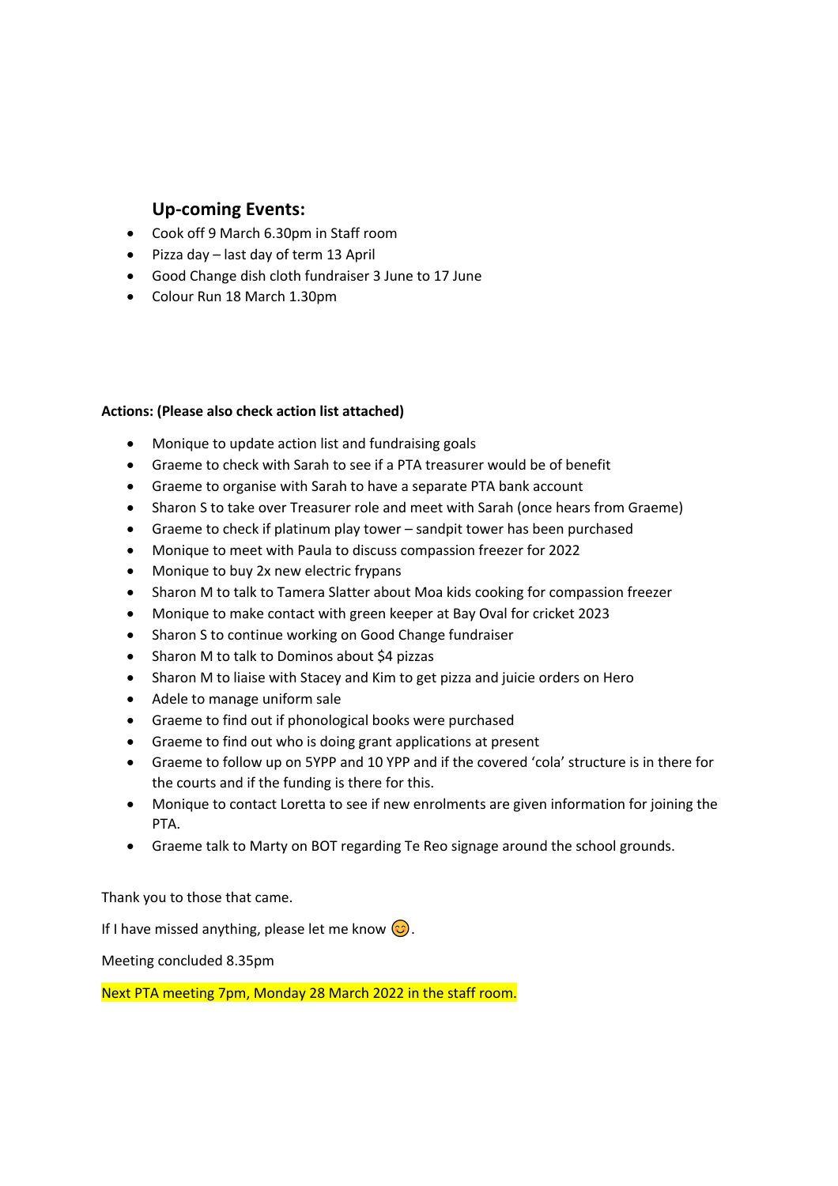## Up-coming Events:

- Cook off 9 March 6.30pm in Staff room
- Pizza day – last day of term 13 April
- Good Change dish cloth fundraiser 3 June to 17 June
- Colour Run 18 March 1.30pm

**Actions: (Please also check action list attached)**

- Monique to update action list and fundraising goals
- Graeme to check with Sarah to see if a PTA treasurer would be of benefit
- Graeme to organise with Sarah to have a separate PTA bank account
- Sharon S to take over Treasurer role and meet with Sarah (once hears from Graeme)
- Graeme to check if platinum play tower – sandpit tower has been purchased
- Monique to meet with Paula to discuss compassion freezer for 2022
- Monique to buy 2x new electric frypans
- Sharon M to talk to Tamera Slatter about Moa kids cooking for compassion freezer
- Monique to make contact with green keeper at Bay Oval for cricket 2023
- Sharon S to continue working on Good Change fundraiser
- Sharon M to talk to Dominos about $4 pizzas
- Sharon M to liaise with Stacey and Kim to get pizza and juicie orders on Hero
- Adele to manage uniform sale
- Graeme to find out if phonological books were purchased
- Graeme to find out who is doing grant applications at present
- Graeme to follow up on 5YPP and 10 YPP and if the covered 'cola' structure is in there for the courts and if the funding is there for this.
- Monique to contact Loretta to see if new enrolments are given information for joining the PTA.
- Graeme talk to Marty on BOT regarding Te Reo signage around the school grounds.

Thank you to those that came.

If I have missed anything, please let me know 😊.

Meeting concluded 8.35pm

Next PTA meeting 7pm, Monday 28 March 2022 in the staff room.